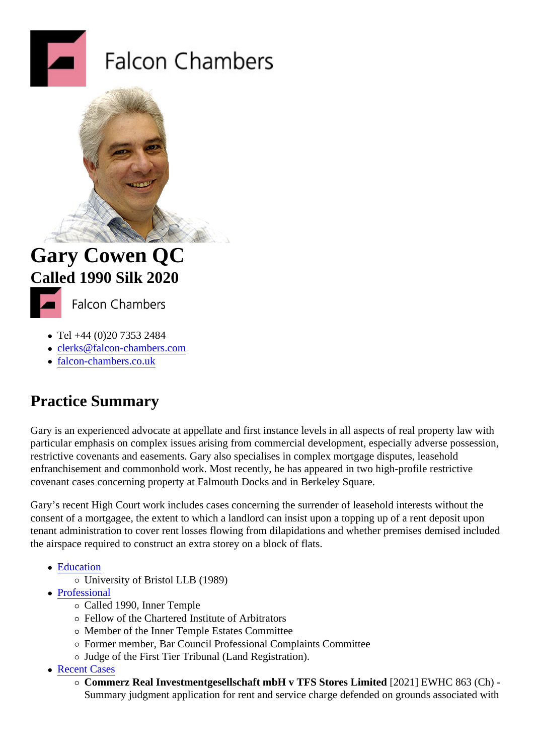Falcon Chambers

# Gary Cowen QC

## Called 1990 Silk 2020

Falcon Chambers

- Tel +44 (0)20 7353 2484
- clerks@falcon-chambers.com
- falcon-chambers.co.uk

## Practice Summary

Gary is an experienced advocate at appellate and first instance levels in all aspects of real property law with particular emphasis on complex issues arising from commercial development, especially adverse possession, restrictive covenants and easements. Gary also specialises in complex mortgage disputes, leasehold enfranchisement and commonhold work. Most recently, he has appeared in two high-profile restrictive covenant cases concerning property at Falmouth Docks and in Berkeley Square.

Gary's recent High Court work includes cases concerning the surrender of leasehold interests without the consent of a mortgagee, the extent to which a landlord can insist upon a topping up of a rent deposit upon tenant administration to cover rent losses flowing from dilapidations and whether premises demised included the airspace required to construct an extra storey on a block of flats.

- Education
  - University of Bristol LLB (1989)
- Professional
  - Called 1990, Inner Temple
  - Fellow of the Chartered Institute of Arbitrators
  - Member of the Inner Temple Estates Committee
  - Former member, Bar Council Professional Complaints Committee
  - Judge of the First Tier Tribunal (Land Registration).
- Recent Cases
  - **Commerz Real Investmentgesellschaft mbH v TFS Stores Limited** [2021] EWHC 863 (Ch) - Summary judgment application for rent and service charge defended on grounds associated with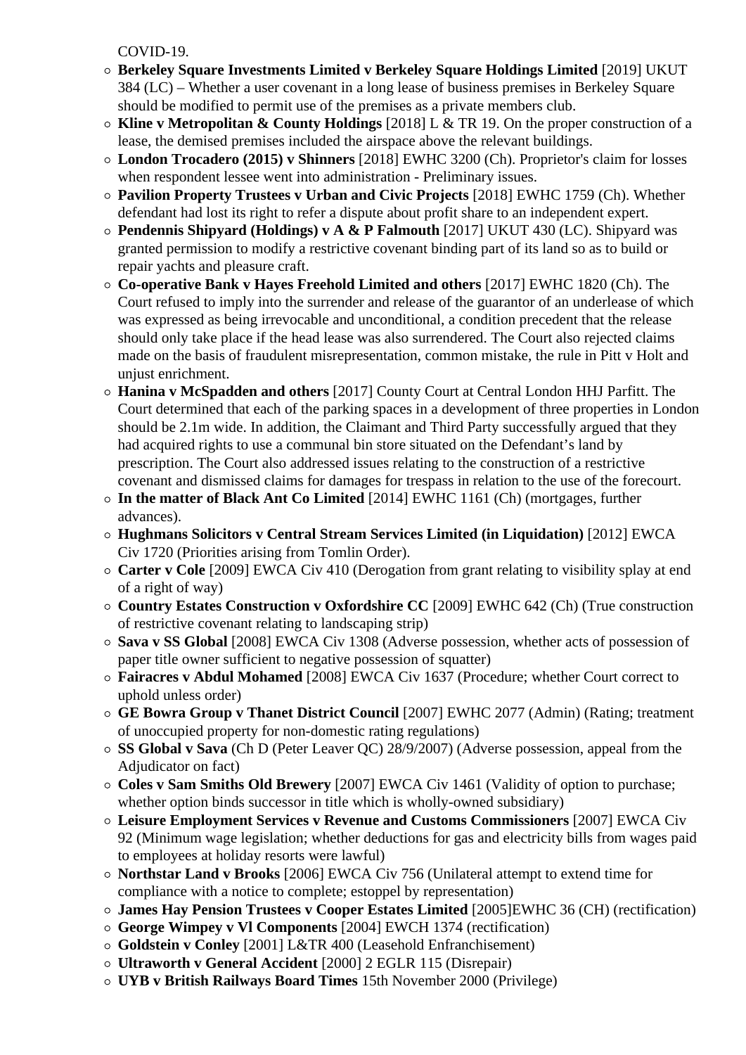COVID-19.

- **Berkeley Square Investments Limited v Berkeley Square Holdings Limited** [2019] UKUT 384 (LC) – Whether a user covenant in a long lease of business premises in Berkeley Square should be modified to permit use of the premises as a private members club.
- **Kline v Metropolitan & County Holdings** [2018] L & TR 19. On the proper construction of a lease, the demised premises included the airspace above the relevant buildings.
- **London Trocadero (2015) v Shinners** [2018] EWHC 3200 (Ch). Proprietor's claim for losses when respondent lessee went into administration - Preliminary issues.
- **Pavilion Property Trustees v Urban and Civic Projects** [2018] EWHC 1759 (Ch). Whether defendant had lost its right to refer a dispute about profit share to an independent expert.
- **Pendennis Shipyard (Holdings) v A & P Falmouth** [2017] UKUT 430 (LC). Shipyard was granted permission to modify a restrictive covenant binding part of its land so as to build or repair yachts and pleasure craft.
- **Co-operative Bank v Hayes Freehold Limited and others** [2017] EWHC 1820 (Ch). The Court refused to imply into the surrender and release of the guarantor of an underlease of which was expressed as being irrevocable and unconditional, a condition precedent that the release should only take place if the head lease was also surrendered. The Court also rejected claims made on the basis of fraudulent misrepresentation, common mistake, the rule in Pitt v Holt and unjust enrichment.
- **Hanina v McSpadden and others** [2017] County Court at Central London HHJ Parfitt. The Court determined that each of the parking spaces in a development of three properties in London should be 2.1m wide. In addition, the Claimant and Third Party successfully argued that they had acquired rights to use a communal bin store situated on the Defendant's land by prescription. The Court also addressed issues relating to the construction of a restrictive covenant and dismissed claims for damages for trespass in relation to the use of the forecourt.
- **In the matter of Black Ant Co Limited** [2014] EWHC 1161 (Ch) (mortgages, further advances).
- **Hughmans Solicitors v Central Stream Services Limited (in Liquidation)** [2012] EWCA Civ 1720 (Priorities arising from Tomlin Order).
- **Carter v Cole** [2009] EWCA Civ 410 (Derogation from grant relating to visibility splay at end of a right of way)
- **Country Estates Construction v Oxfordshire CC** [2009] EWHC 642 (Ch) (True construction of restrictive covenant relating to landscaping strip)
- **Sava v SS Global** [2008] EWCA Civ 1308 (Adverse possession, whether acts of possession of paper title owner sufficient to negative possession of squatter)
- **Fairacres v Abdul Mohamed** [2008] EWCA Civ 1637 (Procedure; whether Court correct to uphold unless order)
- **GE Bowra Group v Thanet District Council** [2007] EWHC 2077 (Admin) (Rating; treatment of unoccupied property for non-domestic rating regulations)
- **SS Global v Sava** (Ch D (Peter Leaver QC) 28/9/2007) (Adverse possession, appeal from the Adjudicator on fact)
- **Coles v Sam Smiths Old Brewery** [2007] EWCA Civ 1461 (Validity of option to purchase; whether option binds successor in title which is wholly-owned subsidiary)
- **Leisure Employment Services v Revenue and Customs Commissioners** [2007] EWCA Civ 92 (Minimum wage legislation; whether deductions for gas and electricity bills from wages paid to employees at holiday resorts were lawful)
- **Northstar Land v Brooks** [2006] EWCA Civ 756 (Unilateral attempt to extend time for compliance with a notice to complete; estoppel by representation)
- **James Hay Pension Trustees v Cooper Estates Limited** [2005]EWHC 36 (CH) (rectification)
- **George Wimpey v Vl Components** [2004] EWCH 1374 (rectification)
- **Goldstein v Conley** [2001] L&TR 400 (Leasehold Enfranchisement)
- **Ultraworth v General Accident** [2000] 2 EGLR 115 (Disrepair)
- **UYB v British Railways Board Times** 15th November 2000 (Privilege)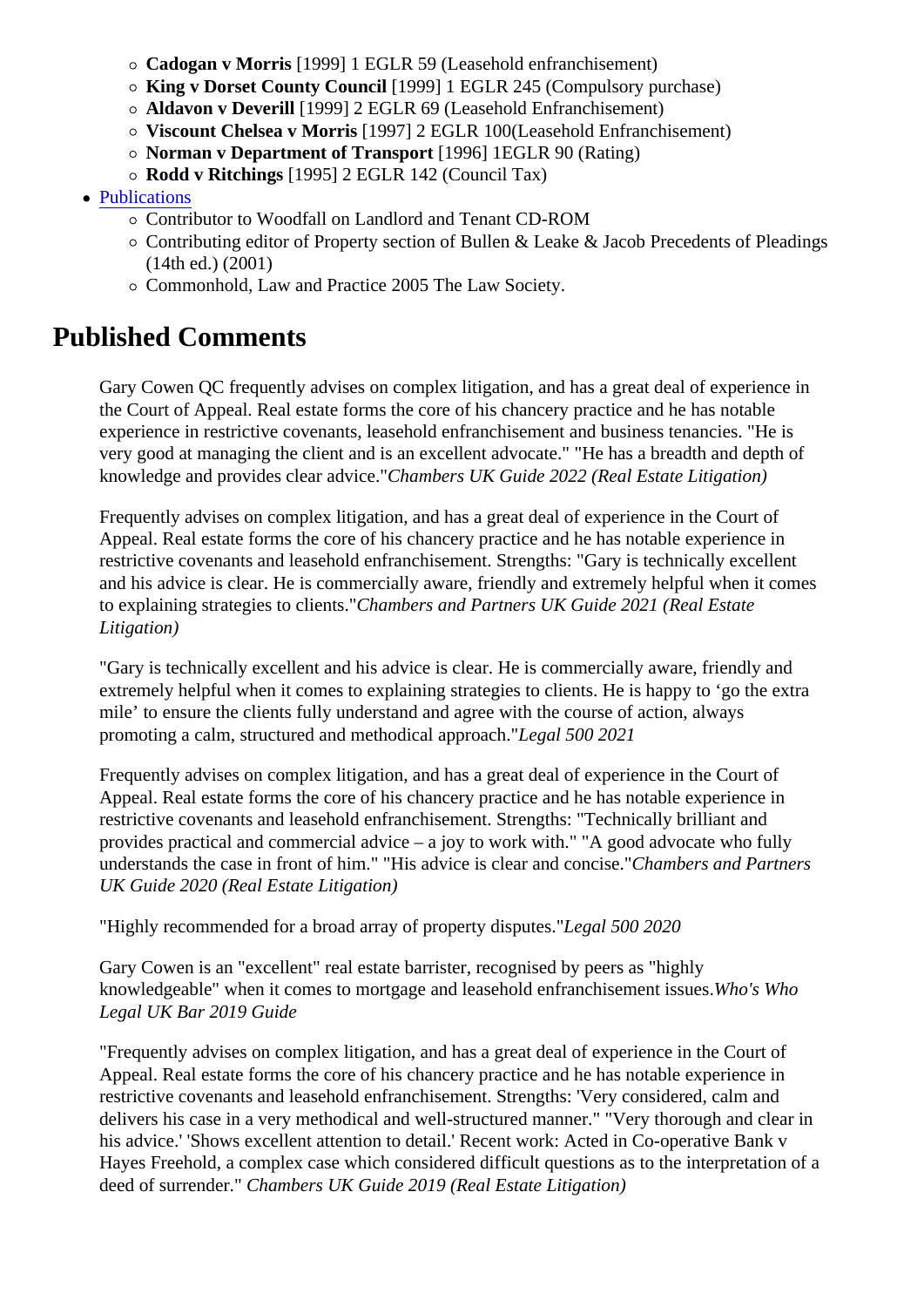- **Cadogan v Morris** [1999] 1 EGLR 59 (Leasehold enfranchisement)
  - **King v Dorset County Council** [1999] 1 EGLR 245 (Compulsory purchase)
  - **Aldavon v Deverill** [1999] 2 EGLR 69 (Leasehold Enfranchisement)
  - **Viscount Chelsea v Morris** [1997] 2 EGLR 100(Leasehold Enfranchisement)
  - **Norman v Department of Transport** [1996] 1EGLR 90 (Rating)
  - **Rodd v Ritchings** [1995] 2 EGLR 142 (Council Tax)
- Publications
  - Contributor to Woodfall on Landlord and Tenant CD-ROM
  - Contributing editor of Property section of Bullen & Leake & Jacob Precedents of Pleadings (14th ed.) (2001)
  - Commonhold, Law and Practice 2005 The Law Society.

# Published Comments

Gary Cowen QC frequently advises on complex litigation, and has a great deal of experience in the Court of Appeal. Real estate forms the core of his chancery practice and he has notable experience in restrictive covenants, leasehold enfranchisement and business tenancies. "He is very good at managing the client and is an excellent advocate." "He has a breadth and depth of knowledge and provides clear advice."*Chambers UK Guide 2022 (Real Estate Litigation)*

Frequently advises on complex litigation, and has a great deal of experience in the Court of Appeal. Real estate forms the core of his chancery practice and he has notable experience in restrictive covenants and leasehold enfranchisement. Strengths: "Gary is technically excellent and his advice is clear. He is commercially aware, friendly and extremely helpful when it comes to explaining strategies to clients."*Chambers and Partners UK Guide 2021 (Real Estate Litigation)*

"Gary is technically excellent and his advice is clear. He is commercially aware, friendly and extremely helpful when it comes to explaining strategies to clients. He is happy to 'go the extra mile' to ensure the clients fully understand and agree with the course of action, always promoting a calm, structured and methodical approach."*Legal 500 2021*

Frequently advises on complex litigation, and has a great deal of experience in the Court of Appeal. Real estate forms the core of his chancery practice and he has notable experience in restrictive covenants and leasehold enfranchisement. Strengths: "Technically brilliant and provides practical and commercial advice – a joy to work with." "A good advocate who fully understands the case in front of him." "His advice is clear and concise."*Chambers and Partners UK Guide 2020 (Real Estate Litigation)*

"Highly recommended for a broad array of property disputes."*Legal 500 2020*

Gary Cowen is an "excellent" real estate barrister, recognised by peers as "highly knowledgeable" when it comes to mortgage and leasehold enfranchisement issues.*Who's Who Legal UK Bar 2019 Guide*

"Frequently advises on complex litigation, and has a great deal of experience in the Court of Appeal. Real estate forms the core of his chancery practice and he has notable experience in restrictive covenants and leasehold enfranchisement. Strengths: 'Very considered, calm and delivers his case in a very methodical and well-structured manner.' "Very thorough and clear in his advice.' 'Shows excellent attention to detail.' Recent work: Acted in Co-operative Bank v Hayes Freehold, a complex case which considered difficult questions as to the interpretation of a deed of surrender." *Chambers UK Guide 2019 (Real Estate Litigation)*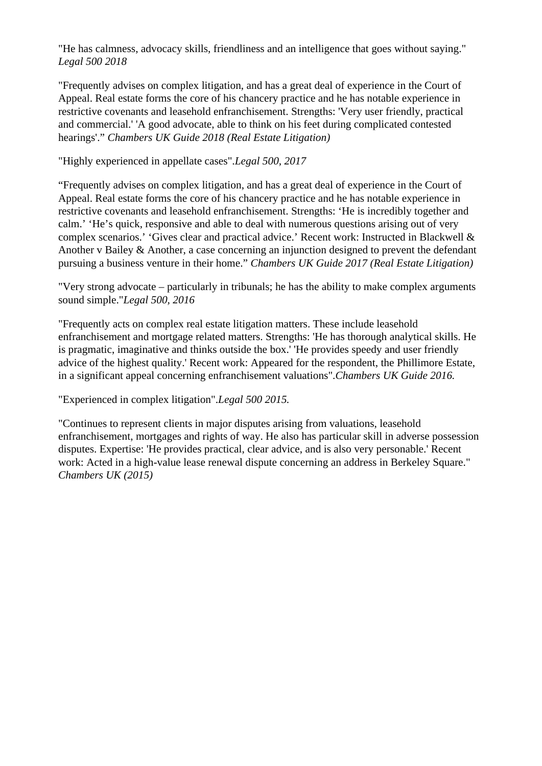"He has calmness, advocacy skills, friendliness and an intelligence that goes without saying." *Legal 500 2018*

"Frequently advises on complex litigation, and has a great deal of experience in the Court of Appeal. Real estate forms the core of his chancery practice and he has notable experience in restrictive covenants and leasehold enfranchisement. Strengths: 'Very user friendly, practical and commercial.' 'A good advocate, able to think on his feet during complicated contested hearings'." *Chambers UK Guide 2018 (Real Estate Litigation)*

"Highly experienced in appellate cases".*Legal 500, 2017*

"Frequently advises on complex litigation, and has a great deal of experience in the Court of Appeal. Real estate forms the core of his chancery practice and he has notable experience in restrictive covenants and leasehold enfranchisement. Strengths: 'He is incredibly together and calm.' 'He's quick, responsive and able to deal with numerous questions arising out of very complex scenarios.' 'Gives clear and practical advice.' Recent work: Instructed in Blackwell & Another v Bailey & Another, a case concerning an injunction designed to prevent the defendant pursuing a business venture in their home." *Chambers UK Guide 2017 (Real Estate Litigation)*

"Very strong advocate – particularly in tribunals; he has the ability to make complex arguments sound simple."*Legal 500, 2016*

"Frequently acts on complex real estate litigation matters. These include leasehold enfranchisement and mortgage related matters. Strengths: 'He has thorough analytical skills. He is pragmatic, imaginative and thinks outside the box.' 'He provides speedy and user friendly advice of the highest quality.' Recent work: Appeared for the respondent, the Phillimore Estate, in a significant appeal concerning enfranchisement valuations".*Chambers UK Guide 2016.*

"Experienced in complex litigation".*Legal 500 2015.*

"Continues to represent clients in major disputes arising from valuations, leasehold enfranchisement, mortgages and rights of way. He also has particular skill in adverse possession disputes. Expertise: 'He provides practical, clear advice, and is also very personable.' Recent work: Acted in a high-value lease renewal dispute concerning an address in Berkeley Square." *Chambers UK (2015)*